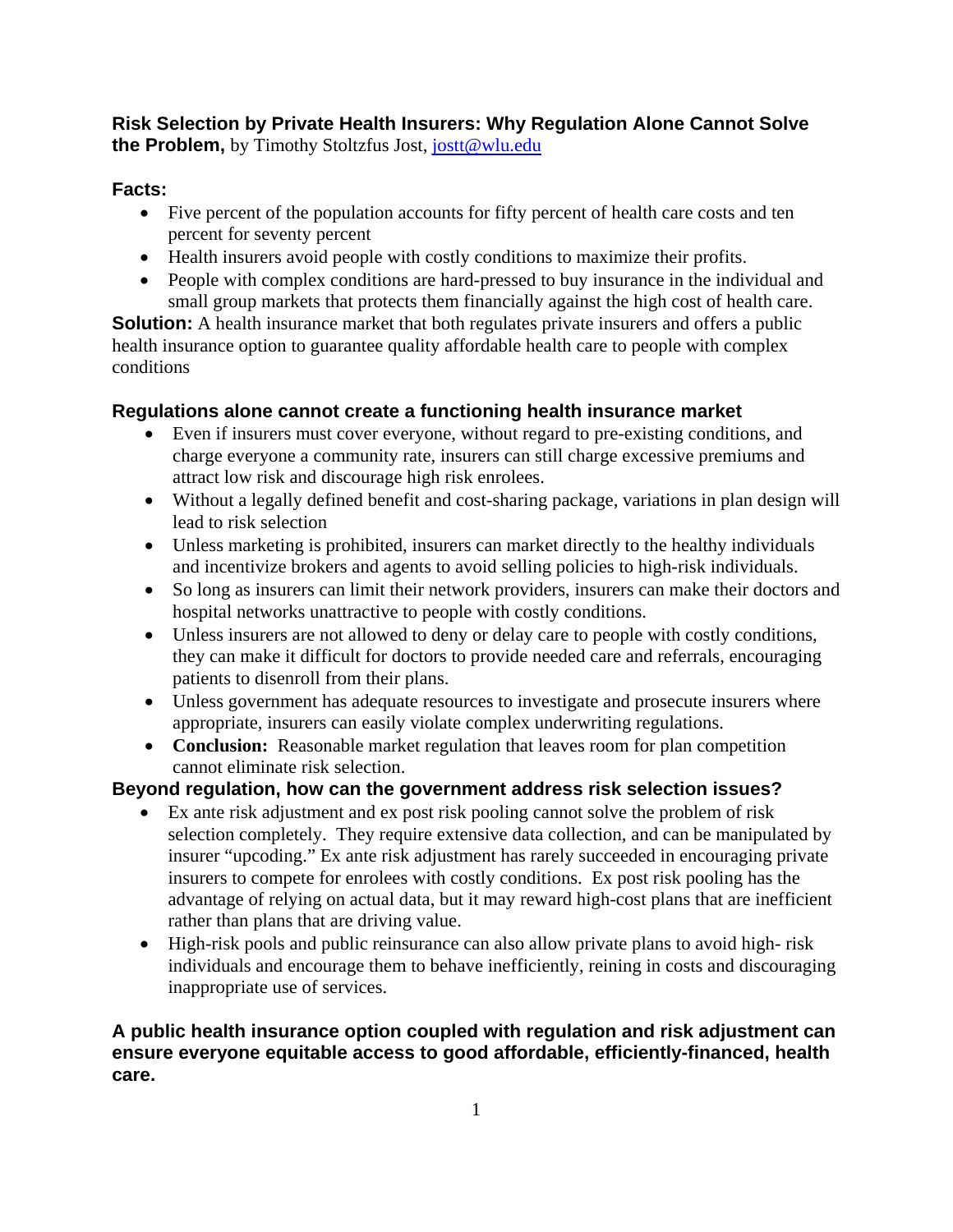**Risk Selection by Private Health Insurers: Why Regulation Alone Cannot Solve the Problem,** by Timothy Stoltzfus Jost, [jostt@wlu.edu](mailto:jostt@wlu.edu)

**Facts:**

- Five percent of the population accounts for fifty percent of health care costs and ten percent for seventy percent
- Health insurers avoid people with costly conditions to maximize their profits.
- People with complex conditions are hard-pressed to buy insurance in the individual and small group markets that protects them financially against the high cost of health care.

**Solution:** A health insurance market that both regulates private insurers and offers a public health insurance option to guarantee quality affordable health care to people with complex conditions

### Regulations alone cannot create a functioning health insurance market

- Even if insurers must cover everyone, without regard to pre-existing conditions, and charge everyone a community rate, insurers can still charge excessive premiums and attract low risk and discourage high risk enrolees.
- Without a legally defined benefit and cost-sharing package, variations in plan design will lead to risk selection
- Unless marketing is prohibited, insurers can market directly to the healthy individuals and incentivize brokers and agents to avoid selling policies to high-risk individuals.
- So long as insurers can limit their network providers, insurers can make their doctors and hospital networks unattractive to people with costly conditions.
- Unless insurers are not allowed to deny or delay care to people with costly conditions, they can make it difficult for doctors to provide needed care and referrals, encouraging patients to disenroll from their plans.
- Unless government has adequate resources to investigate and prosecute insurers where appropriate, insurers can easily violate complex underwriting regulations.
- **Conclusion:** Reasonable market regulation that leaves room for plan competition cannot eliminate risk selection.

### Beyond regulation, how can the government address risk selection issues?

- Ex ante risk adjustment and ex post risk pooling cannot solve the problem of risk selection completely. They require extensive data collection, and can be manipulated by insurer "upcoding." Ex ante risk adjustment has rarely succeeded in encouraging private insurers to compete for enrolees with costly conditions. Ex post risk pooling has the advantage of relying on actual data, but it may reward high-cost plans that are inefficient rather than plans that are driving value.
- High-risk pools and public reinsurance can also allow private plans to avoid high- risk individuals and encourage them to behave inefficiently, reining in costs and discouraging inappropriate use of services.

### A public health insurance option coupled with regulation and risk adjustment can ensure everyone equitable access to good affordable, efficiently-financed, health care.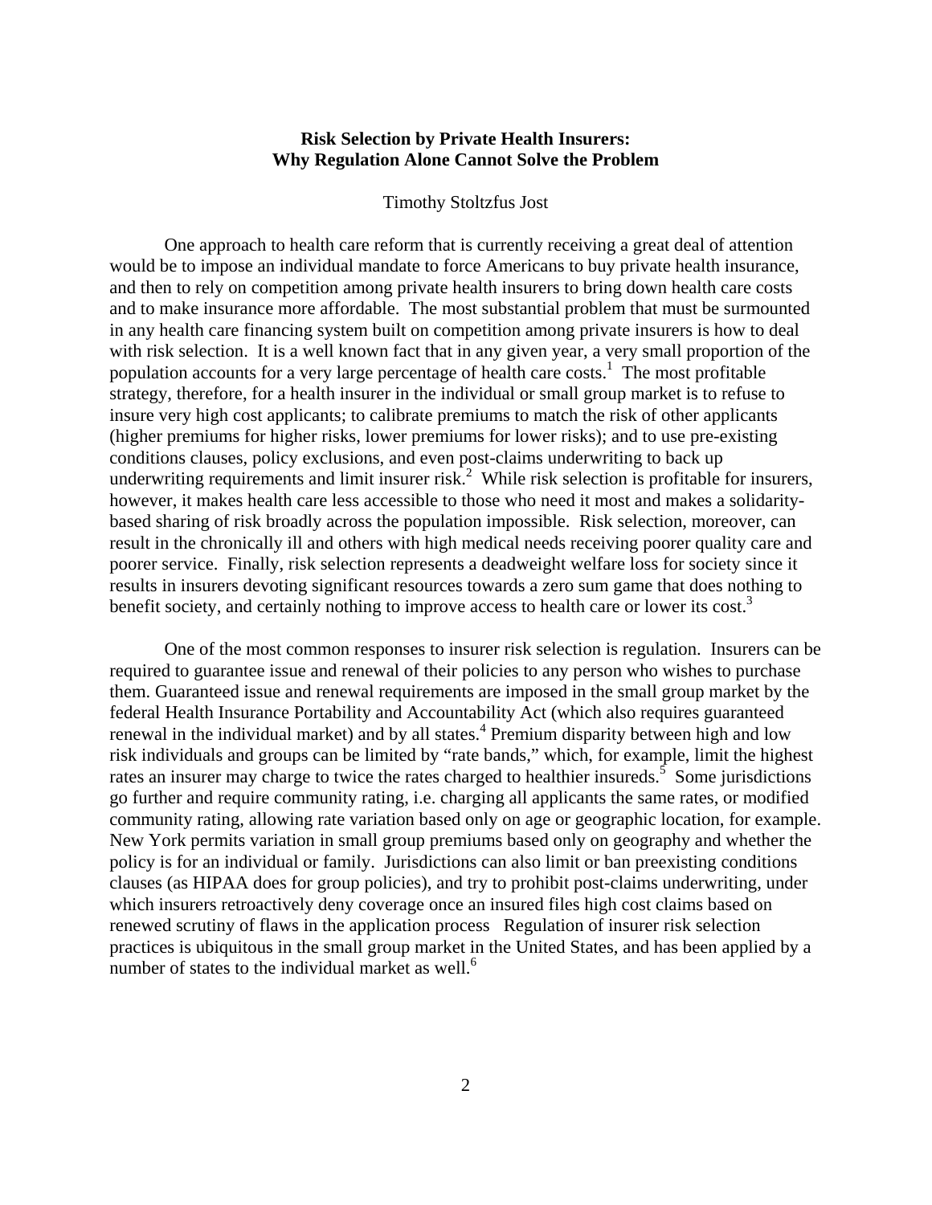**Risk Selection by Private Health Insurers:**
**Why Regulation Alone Cannot Solve the Problem**

Timothy Stoltzfus Jost

One approach to health care reform that is currently receiving a great deal of attention would be to impose an individual mandate to force Americans to buy private health insurance, and then to rely on competition among private health insurers to bring down health care costs and to make insurance more affordable. The most substantial problem that must be surmounted in any health care financing system built on competition among private insurers is how to deal with risk selection. It is a well known fact that in any given year, a very small proportion of the population accounts for a very large percentage of health care costs.[1] The most profitable strategy, therefore, for a health insurer in the individual or small group market is to refuse to insure very high cost applicants; to calibrate premiums to match the risk of other applicants (higher premiums for higher risks, lower premiums for lower risks); and to use pre-existing conditions clauses, policy exclusions, and even post-claims underwriting to back up underwriting requirements and limit insurer risk.[2] While risk selection is profitable for insurers, however, it makes health care less accessible to those who need it most and makes a solidarity-based sharing of risk broadly across the population impossible. Risk selection, moreover, can result in the chronically ill and others with high medical needs receiving poorer quality care and poorer service. Finally, risk selection represents a deadweight welfare loss for society since it results in insurers devoting significant resources towards a zero sum game that does nothing to benefit society, and certainly nothing to improve access to health care or lower its cost.[3]

One of the most common responses to insurer risk selection is regulation. Insurers can be required to guarantee issue and renewal of their policies to any person who wishes to purchase them. Guaranteed issue and renewal requirements are imposed in the small group market by the federal Health Insurance Portability and Accountability Act (which also requires guaranteed renewal in the individual market) and by all states.[4] Premium disparity between high and low risk individuals and groups can be limited by "rate bands," which, for example, limit the highest rates an insurer may charge to twice the rates charged to healthier insureds.[5] Some jurisdictions go further and require community rating, i.e. charging all applicants the same rates, or modified community rating, allowing rate variation based only on age or geographic location, for example. New York permits variation in small group premiums based only on geography and whether the policy is for an individual or family. Jurisdictions can also limit or ban preexisting conditions clauses (as HIPAA does for group policies), and try to prohibit post-claims underwriting, under which insurers retroactively deny coverage once an insured files high cost claims based on renewed scrutiny of flaws in the application process Regulation of insurer risk selection practices is ubiquitous in the small group market in the United States, and has been applied by a number of states to the individual market as well.[6]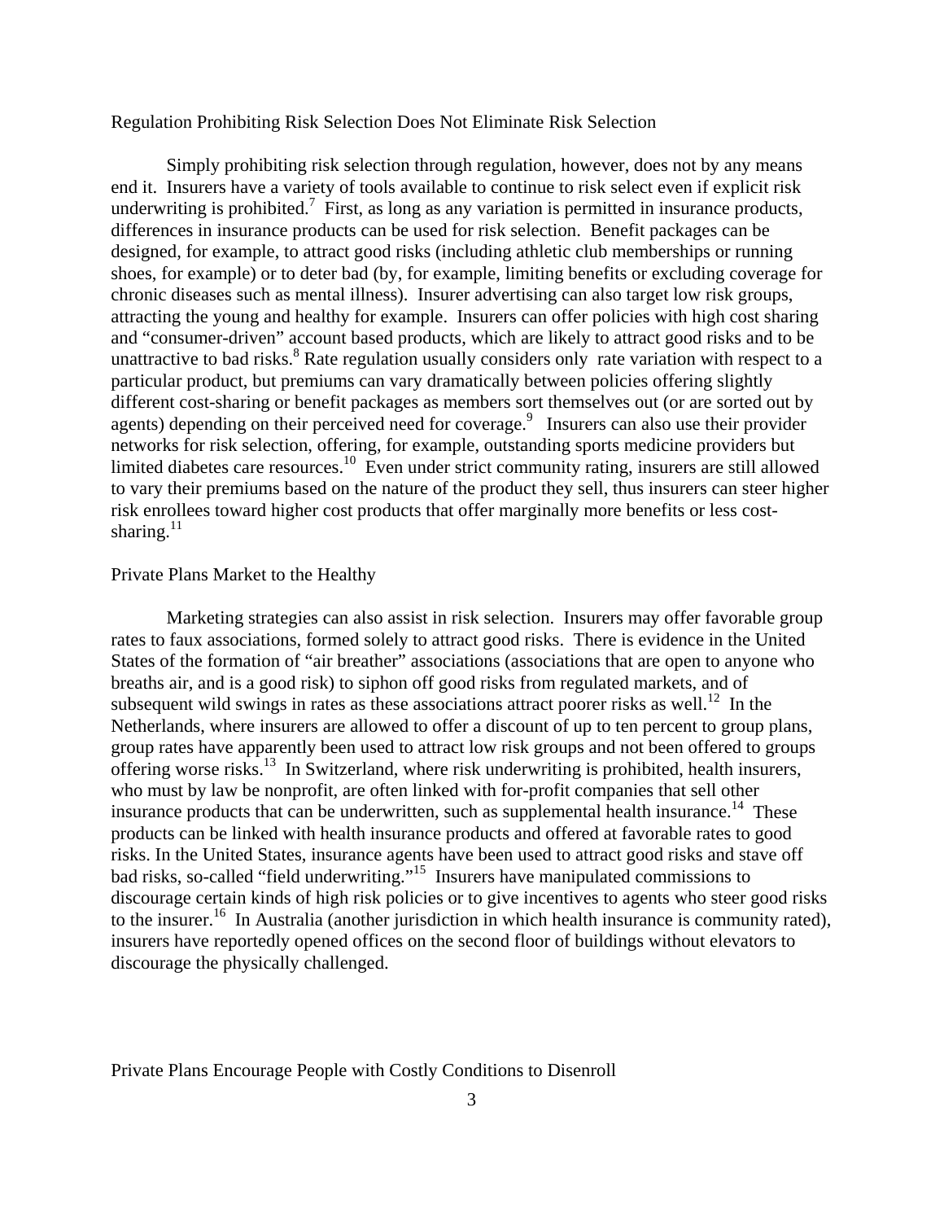## Regulation Prohibiting Risk Selection Does Not Eliminate Risk Selection

Simply prohibiting risk selection through regulation, however, does not by any means end it. Insurers have a variety of tools available to continue to risk select even if explicit risk underwriting is prohibited.[7] First, as long as any variation is permitted in insurance products, differences in insurance products can be used for risk selection. Benefit packages can be designed, for example, to attract good risks (including athletic club memberships or running shoes, for example) or to deter bad (by, for example, limiting benefits or excluding coverage for chronic diseases such as mental illness). Insurer advertising can also target low risk groups, attracting the young and healthy for example. Insurers can offer policies with high cost sharing and "consumer-driven" account based products, which are likely to attract good risks and to be unattractive to bad risks.[8] Rate regulation usually considers only rate variation with respect to a particular product, but premiums can vary dramatically between policies offering slightly different cost-sharing or benefit packages as members sort themselves out (or are sorted out by agents) depending on their perceived need for coverage.[9] Insurers can also use their provider networks for risk selection, offering, for example, outstanding sports medicine providers but limited diabetes care resources.[10] Even under strict community rating, insurers are still allowed to vary their premiums based on the nature of the product they sell, thus insurers can steer higher risk enrollees toward higher cost products that offer marginally more benefits or less cost-sharing.[11]

## Private Plans Market to the Healthy

Marketing strategies can also assist in risk selection. Insurers may offer favorable group rates to faux associations, formed solely to attract good risks. There is evidence in the United States of the formation of "air breather" associations (associations that are open to anyone who breaths air, and is a good risk) to siphon off good risks from regulated markets, and of subsequent wild swings in rates as these associations attract poorer risks as well.[12] In the Netherlands, where insurers are allowed to offer a discount of up to ten percent to group plans, group rates have apparently been used to attract low risk groups and not been offered to groups offering worse risks.[13] In Switzerland, where risk underwriting is prohibited, health insurers, who must by law be nonprofit, are often linked with for-profit companies that sell other insurance products that can be underwritten, such as supplemental health insurance.[14] These products can be linked with health insurance products and offered at favorable rates to good risks. In the United States, insurance agents have been used to attract good risks and stave off bad risks, so-called "field underwriting."[15] Insurers have manipulated commissions to discourage certain kinds of high risk policies or to give incentives to agents who steer good risks to the insurer.[16] In Australia (another jurisdiction in which health insurance is community rated), insurers have reportedly opened offices on the second floor of buildings without elevators to discourage the physically challenged.

## Private Plans Encourage People with Costly Conditions to Disenroll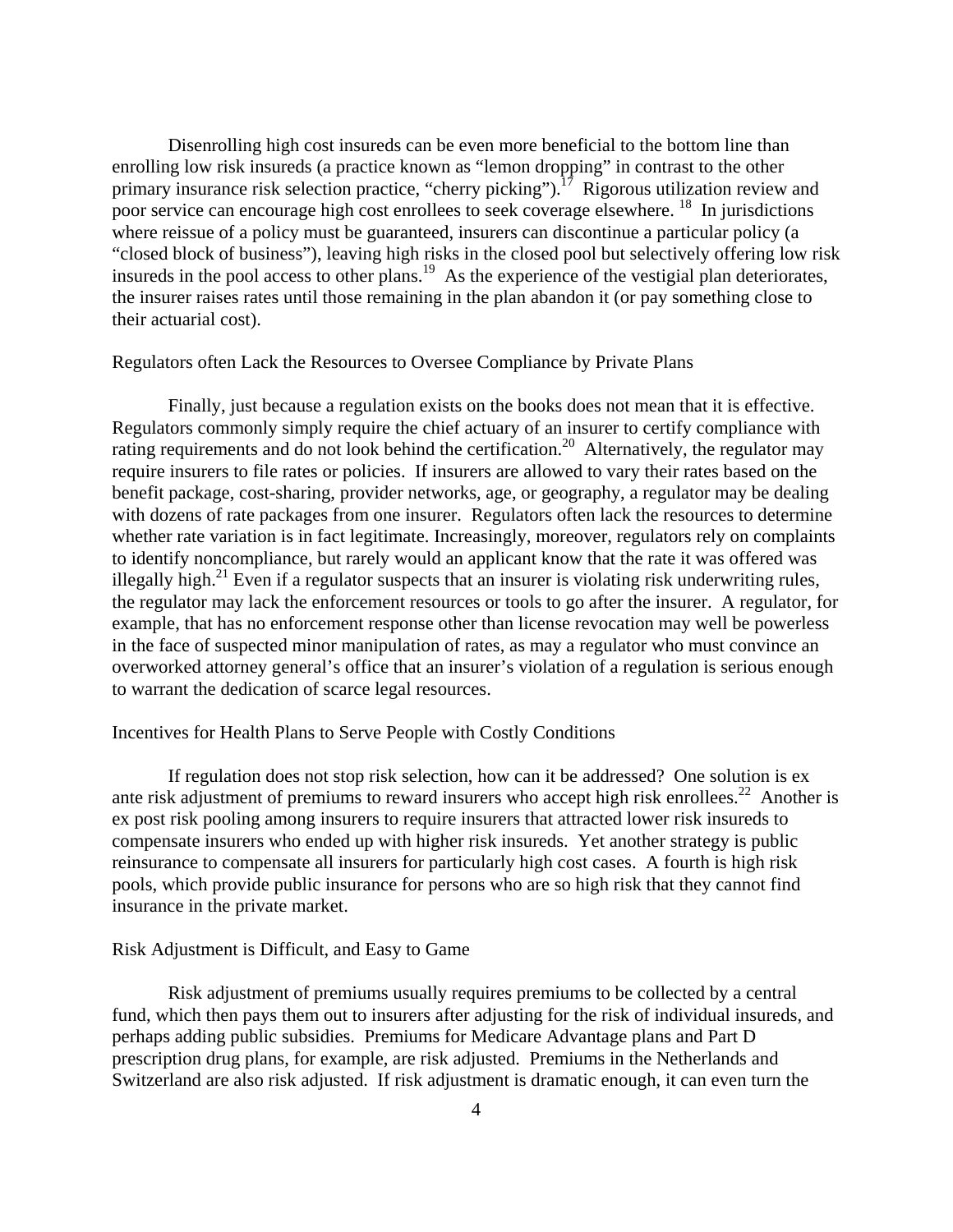Disenrolling high cost insureds can be even more beneficial to the bottom line than enrolling low risk insureds (a practice known as "lemon dropping" in contrast to the other primary insurance risk selection practice, "cherry picking").[17] Rigorous utilization review and poor service can encourage high cost enrollees to seek coverage elsewhere.[18] In jurisdictions where reissue of a policy must be guaranteed, insurers can discontinue a particular policy (a "closed block of business"), leaving high risks in the closed pool but selectively offering low risk insureds in the pool access to other plans.[19] As the experience of the vestigial plan deteriorates, the insurer raises rates until those remaining in the plan abandon it (or pay something close to their actuarial cost).

### Regulators often Lack the Resources to Oversee Compliance by Private Plans

Finally, just because a regulation exists on the books does not mean that it is effective. Regulators commonly simply require the chief actuary of an insurer to certify compliance with rating requirements and do not look behind the certification.[20] Alternatively, the regulator may require insurers to file rates or policies. If insurers are allowed to vary their rates based on the benefit package, cost-sharing, provider networks, age, or geography, a regulator may be dealing with dozens of rate packages from one insurer. Regulators often lack the resources to determine whether rate variation is in fact legitimate. Increasingly, moreover, regulators rely on complaints to identify noncompliance, but rarely would an applicant know that the rate it was offered was illegally high.[21] Even if a regulator suspects that an insurer is violating risk underwriting rules, the regulator may lack the enforcement resources or tools to go after the insurer. A regulator, for example, that has no enforcement response other than license revocation may well be powerless in the face of suspected minor manipulation of rates, as may a regulator who must convince an overworked attorney general's office that an insurer's violation of a regulation is serious enough to warrant the dedication of scarce legal resources.

### Incentives for Health Plans to Serve People with Costly Conditions

If regulation does not stop risk selection, how can it be addressed? One solution is ex ante risk adjustment of premiums to reward insurers who accept high risk enrollees.[22] Another is ex post risk pooling among insurers to require insurers that attracted lower risk insureds to compensate insurers who ended up with higher risk insureds. Yet another strategy is public reinsurance to compensate all insurers for particularly high cost cases. A fourth is high risk pools, which provide public insurance for persons who are so high risk that they cannot find insurance in the private market.

### Risk Adjustment is Difficult, and Easy to Game

Risk adjustment of premiums usually requires premiums to be collected by a central fund, which then pays them out to insurers after adjusting for the risk of individual insureds, and perhaps adding public subsidies. Premiums for Medicare Advantage plans and Part D prescription drug plans, for example, are risk adjusted. Premiums in the Netherlands and Switzerland are also risk adjusted. If risk adjustment is dramatic enough, it can even turn the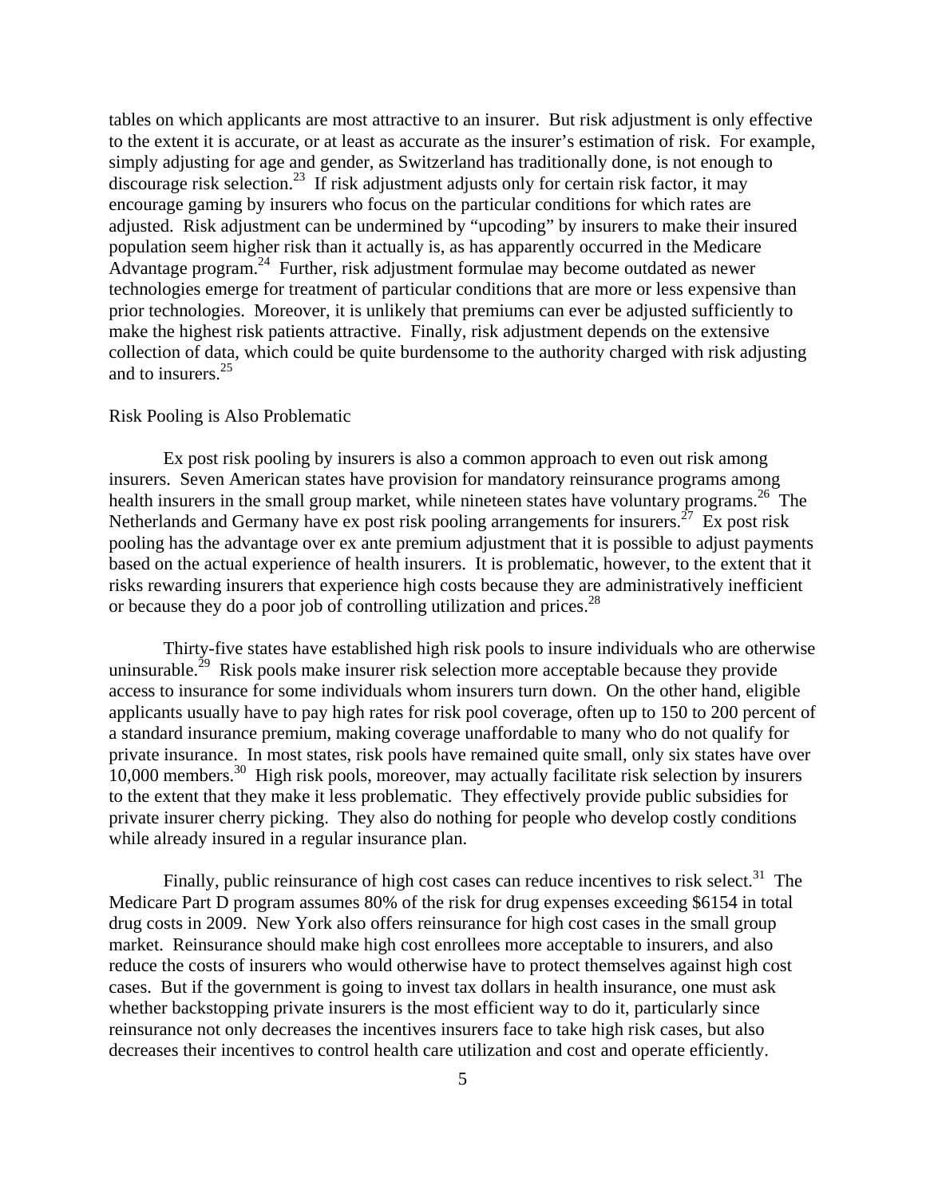tables on which applicants are most attractive to an insurer. But risk adjustment is only effective to the extent it is accurate, or at least as accurate as the insurer's estimation of risk. For example, simply adjusting for age and gender, as Switzerland has traditionally done, is not enough to discourage risk selection.[23] If risk adjustment adjusts only for certain risk factor, it may encourage gaming by insurers who focus on the particular conditions for which rates are adjusted. Risk adjustment can be undermined by "upcoding" by insurers to make their insured population seem higher risk than it actually is, as has apparently occurred in the Medicare Advantage program.[24] Further, risk adjustment formulae may become outdated as newer technologies emerge for treatment of particular conditions that are more or less expensive than prior technologies. Moreover, it is unlikely that premiums can ever be adjusted sufficiently to make the highest risk patients attractive. Finally, risk adjustment depends on the extensive collection of data, which could be quite burdensome to the authority charged with risk adjusting and to insurers.[25]

Risk Pooling is Also Problematic

Ex post risk pooling by insurers is also a common approach to even out risk among insurers. Seven American states have provision for mandatory reinsurance programs among health insurers in the small group market, while nineteen states have voluntary programs.[26] The Netherlands and Germany have ex post risk pooling arrangements for insurers.[27] Ex post risk pooling has the advantage over ex ante premium adjustment that it is possible to adjust payments based on the actual experience of health insurers. It is problematic, however, to the extent that it risks rewarding insurers that experience high costs because they are administratively inefficient or because they do a poor job of controlling utilization and prices.[28]

Thirty-five states have established high risk pools to insure individuals who are otherwise uninsurable.[29] Risk pools make insurer risk selection more acceptable because they provide access to insurance for some individuals whom insurers turn down. On the other hand, eligible applicants usually have to pay high rates for risk pool coverage, often up to 150 to 200 percent of a standard insurance premium, making coverage unaffordable to many who do not qualify for private insurance. In most states, risk pools have remained quite small, only six states have over 10,000 members.[30] High risk pools, moreover, may actually facilitate risk selection by insurers to the extent that they make it less problematic. They effectively provide public subsidies for private insurer cherry picking. They also do nothing for people who develop costly conditions while already insured in a regular insurance plan.

Finally, public reinsurance of high cost cases can reduce incentives to risk select.[31] The Medicare Part D program assumes 80% of the risk for drug expenses exceeding $6154 in total drug costs in 2009. New York also offers reinsurance for high cost cases in the small group market. Reinsurance should make high cost enrollees more acceptable to insurers, and also reduce the costs of insurers who would otherwise have to protect themselves against high cost cases. But if the government is going to invest tax dollars in health insurance, one must ask whether backstopping private insurers is the most efficient way to do it, particularly since reinsurance not only decreases the incentives insurers face to take high risk cases, but also decreases their incentives to control health care utilization and cost and operate efficiently.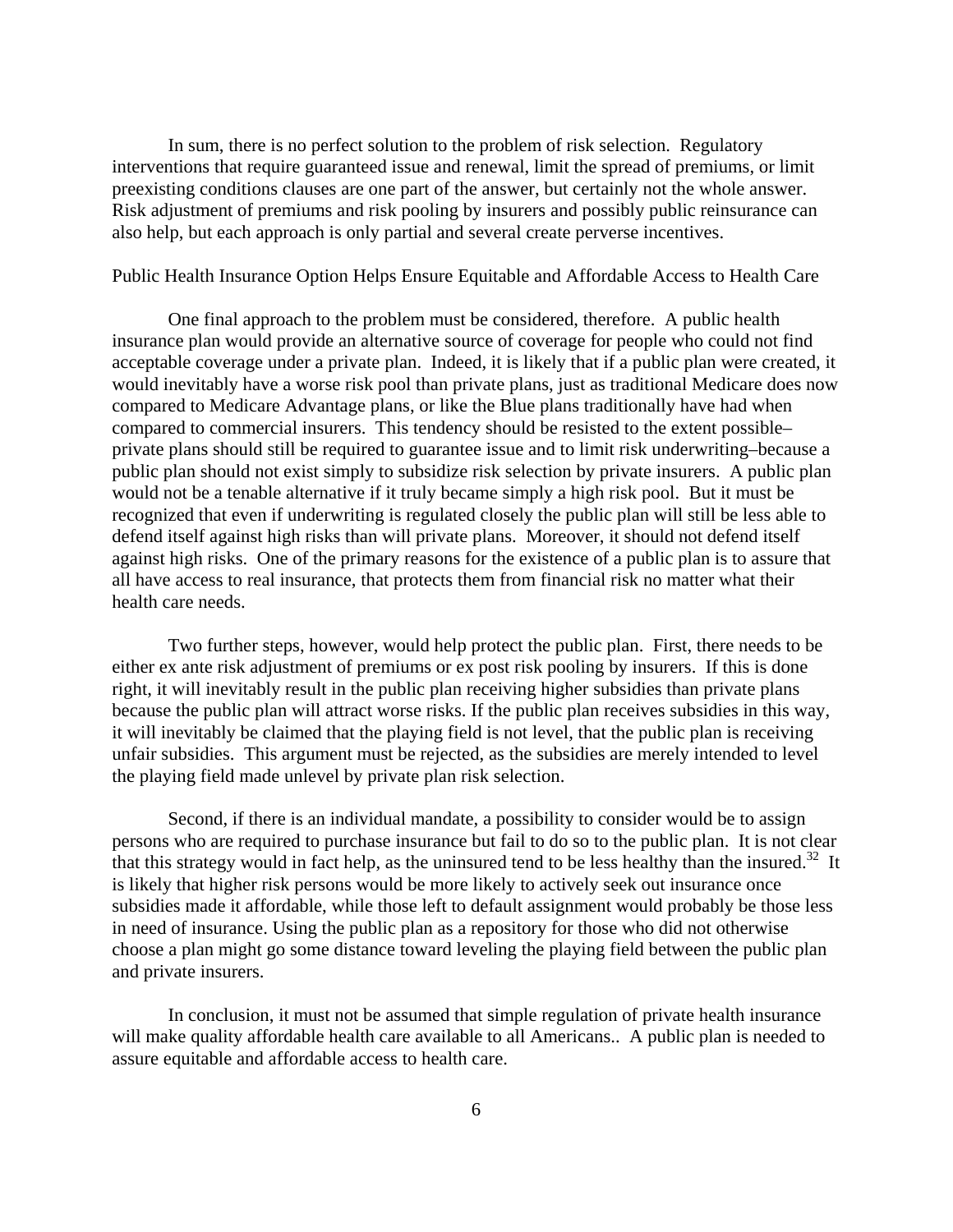In sum, there is no perfect solution to the problem of risk selection. Regulatory interventions that require guaranteed issue and renewal, limit the spread of premiums, or limit preexisting conditions clauses are one part of the answer, but certainly not the whole answer. Risk adjustment of premiums and risk pooling by insurers and possibly public reinsurance can also help, but each approach is only partial and several create perverse incentives.

## Public Health Insurance Option Helps Ensure Equitable and Affordable Access to Health Care

One final approach to the problem must be considered, therefore. A public health insurance plan would provide an alternative source of coverage for people who could not find acceptable coverage under a private plan. Indeed, it is likely that if a public plan were created, it would inevitably have a worse risk pool than private plans, just as traditional Medicare does now compared to Medicare Advantage plans, or like the Blue plans traditionally have had when compared to commercial insurers. This tendency should be resisted to the extent possible–private plans should still be required to guarantee issue and to limit risk underwriting–because a public plan should not exist simply to subsidize risk selection by private insurers. A public plan would not be a tenable alternative if it truly became simply a high risk pool. But it must be recognized that even if underwriting is regulated closely the public plan will still be less able to defend itself against high risks than will private plans. Moreover, it should not defend itself against high risks. One of the primary reasons for the existence of a public plan is to assure that all have access to real insurance, that protects them from financial risk no matter what their health care needs.

Two further steps, however, would help protect the public plan. First, there needs to be either ex ante risk adjustment of premiums or ex post risk pooling by insurers. If this is done right, it will inevitably result in the public plan receiving higher subsidies than private plans because the public plan will attract worse risks. If the public plan receives subsidies in this way, it will inevitably be claimed that the playing field is not level, that the public plan is receiving unfair subsidies. This argument must be rejected, as the subsidies are merely intended to level the playing field made unlevel by private plan risk selection.

Second, if there is an individual mandate, a possibility to consider would be to assign persons who are required to purchase insurance but fail to do so to the public plan. It is not clear that this strategy would in fact help, as the uninsured tend to be less healthy than the insured.[32] It is likely that higher risk persons would be more likely to actively seek out insurance once subsidies made it affordable, while those left to default assignment would probably be those less in need of insurance. Using the public plan as a repository for those who did not otherwise choose a plan might go some distance toward leveling the playing field between the public plan and private insurers.

In conclusion, it must not be assumed that simple regulation of private health insurance will make quality affordable health care available to all Americans.. A public plan is needed to assure equitable and affordable access to health care.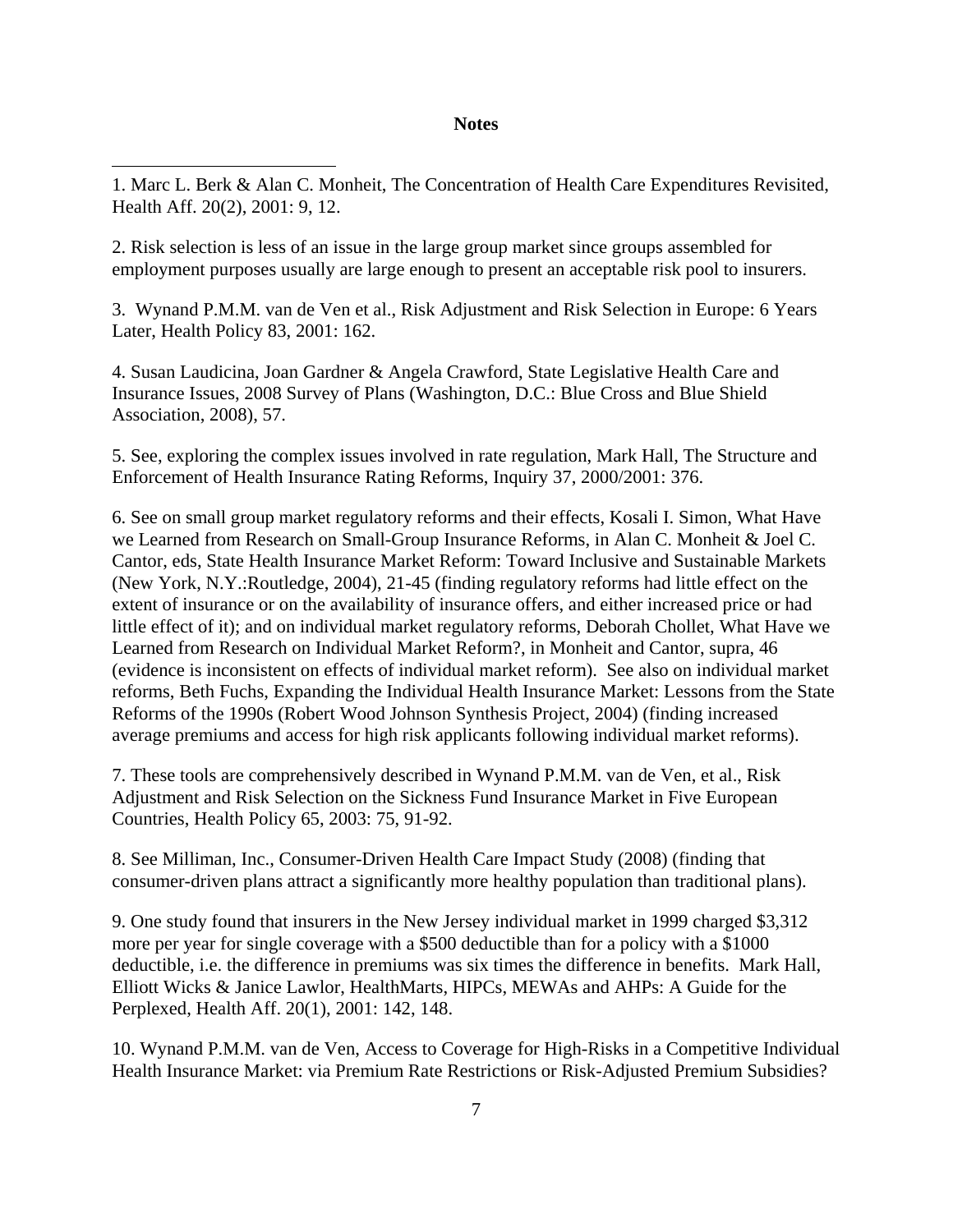**Notes**

1. Marc L. Berk & Alan C. Monheit, The Concentration of Health Care Expenditures Revisited, Health Aff. 20(2), 2001: 9, 12.

2. Risk selection is less of an issue in the large group market since groups assembled for employment purposes usually are large enough to present an acceptable risk pool to insurers.

3. Wynand P.M.M. van de Ven et al., Risk Adjustment and Risk Selection in Europe: 6 Years Later, Health Policy 83, 2001: 162.

4. Susan Laudicina, Joan Gardner & Angela Crawford, State Legislative Health Care and Insurance Issues, 2008 Survey of Plans (Washington, D.C.: Blue Cross and Blue Shield Association, 2008), 57.

5. See, exploring the complex issues involved in rate regulation, Mark Hall, The Structure and Enforcement of Health Insurance Rating Reforms, Inquiry 37, 2000/2001: 376.

6. See on small group market regulatory reforms and their effects, Kosali I. Simon, What Have we Learned from Research on Small-Group Insurance Reforms, in Alan C. Monheit & Joel C. Cantor, eds, State Health Insurance Market Reform: Toward Inclusive and Sustainable Markets (New York, N.Y.:Routledge, 2004), 21-45 (finding regulatory reforms had little effect on the extent of insurance or on the availability of insurance offers, and either increased price or had little effect of it); and on individual market regulatory reforms, Deborah Chollet, What Have we Learned from Research on Individual Market Reform?, in Monheit and Cantor, supra, 46 (evidence is inconsistent on effects of individual market reform). See also on individual market reforms, Beth Fuchs, Expanding the Individual Health Insurance Market: Lessons from the State Reforms of the 1990s (Robert Wood Johnson Synthesis Project, 2004) (finding increased average premiums and access for high risk applicants following individual market reforms).

7. These tools are comprehensively described in Wynand P.M.M. van de Ven, et al., Risk Adjustment and Risk Selection on the Sickness Fund Insurance Market in Five European Countries, Health Policy 65, 2003: 75, 91-92.

8. See Milliman, Inc., Consumer-Driven Health Care Impact Study (2008) (finding that consumer-driven plans attract a significantly more healthy population than traditional plans).

9. One study found that insurers in the New Jersey individual market in 1999 charged $3,312 more per year for single coverage with a $500 deductible than for a policy with a $1000 deductible, i.e. the difference in premiums was six times the difference in benefits. Mark Hall, Elliott Wicks & Janice Lawlor, HealthMarts, HIPCs, MEWAs and AHPs: A Guide for the Perplexed, Health Aff. 20(1), 2001: 142, 148.

10. Wynand P.M.M. van de Ven, Access to Coverage for High-Risks in a Competitive Individual Health Insurance Market: via Premium Rate Restrictions or Risk-Adjusted Premium Subsidies?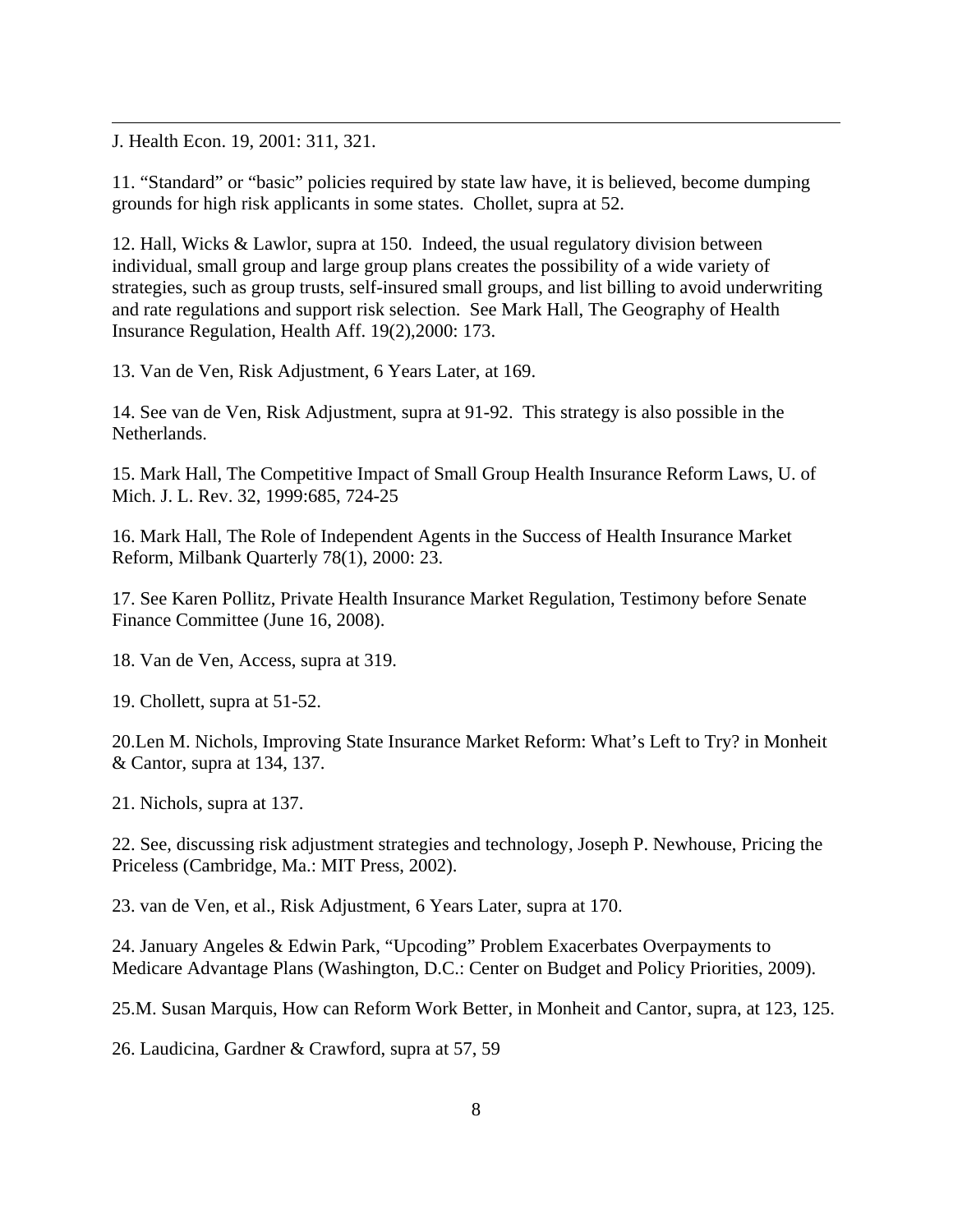J. Health Econ. 19, 2001: 311, 321.

11. "Standard" or "basic" policies required by state law have, it is believed, become dumping grounds for high risk applicants in some states. Chollet, supra at 52.

12. Hall, Wicks & Lawlor, supra at 150. Indeed, the usual regulatory division between individual, small group and large group plans creates the possibility of a wide variety of strategies, such as group trusts, self-insured small groups, and list billing to avoid underwriting and rate regulations and support risk selection. See Mark Hall, The Geography of Health Insurance Regulation, Health Aff. 19(2),2000: 173.

13. Van de Ven, Risk Adjustment, 6 Years Later, at 169.

14. See van de Ven, Risk Adjustment, supra at 91-92. This strategy is also possible in the Netherlands.

15. Mark Hall, The Competitive Impact of Small Group Health Insurance Reform Laws, U. of Mich. J. L. Rev. 32, 1999:685, 724-25

16. Mark Hall, The Role of Independent Agents in the Success of Health Insurance Market Reform, Milbank Quarterly 78(1), 2000: 23.

17. See Karen Pollitz, Private Health Insurance Market Regulation, Testimony before Senate Finance Committee (June 16, 2008).

18. Van de Ven, Access, supra at 319.

19. Chollett, supra at 51-52.

20.Len M. Nichols, Improving State Insurance Market Reform: What's Left to Try? in Monheit & Cantor, supra at 134, 137.

21. Nichols, supra at 137.

22. See, discussing risk adjustment strategies and technology, Joseph P. Newhouse, Pricing the Priceless (Cambridge, Ma.: MIT Press, 2002).

23. van de Ven, et al., Risk Adjustment, 6 Years Later, supra at 170.

24. January Angeles & Edwin Park, "Upcoding" Problem Exacerbates Overpayments to Medicare Advantage Plans (Washington, D.C.: Center on Budget and Policy Priorities, 2009).

25.M. Susan Marquis, How can Reform Work Better, in Monheit and Cantor, supra, at 123, 125.

26. Laudicina, Gardner & Crawford, supra at 57, 59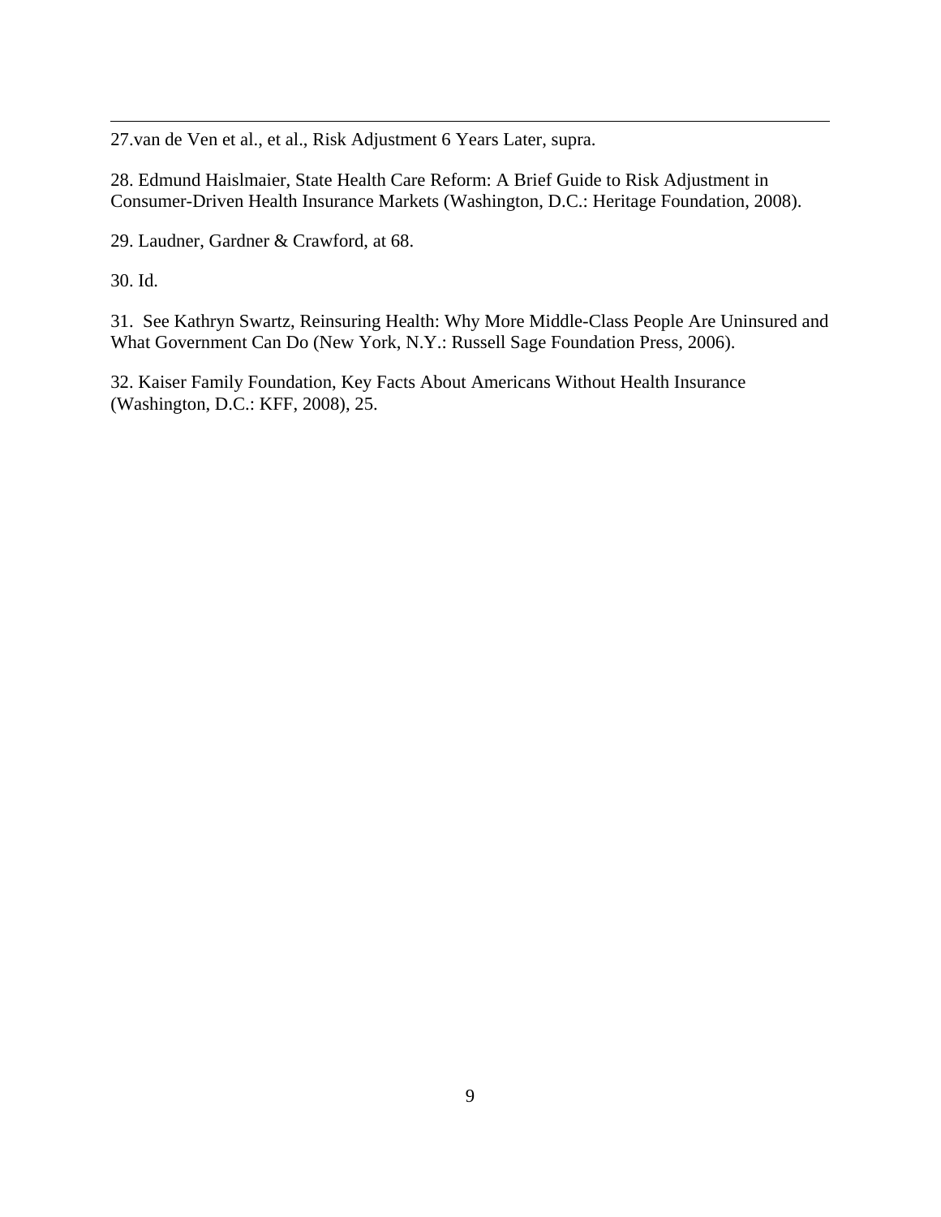27.van de Ven et al., et al., Risk Adjustment 6 Years Later, supra.

28. Edmund Haislmaier, State Health Care Reform: A Brief Guide to Risk Adjustment in Consumer-Driven Health Insurance Markets (Washington, D.C.: Heritage Foundation, 2008).

29. Laudner, Gardner & Crawford, at 68.

30. Id.

31. See Kathryn Swartz, Reinsuring Health: Why More Middle-Class People Are Uninsured and What Government Can Do (New York, N.Y.: Russell Sage Foundation Press, 2006).

32. Kaiser Family Foundation, Key Facts About Americans Without Health Insurance (Washington, D.C.: KFF, 2008), 25.